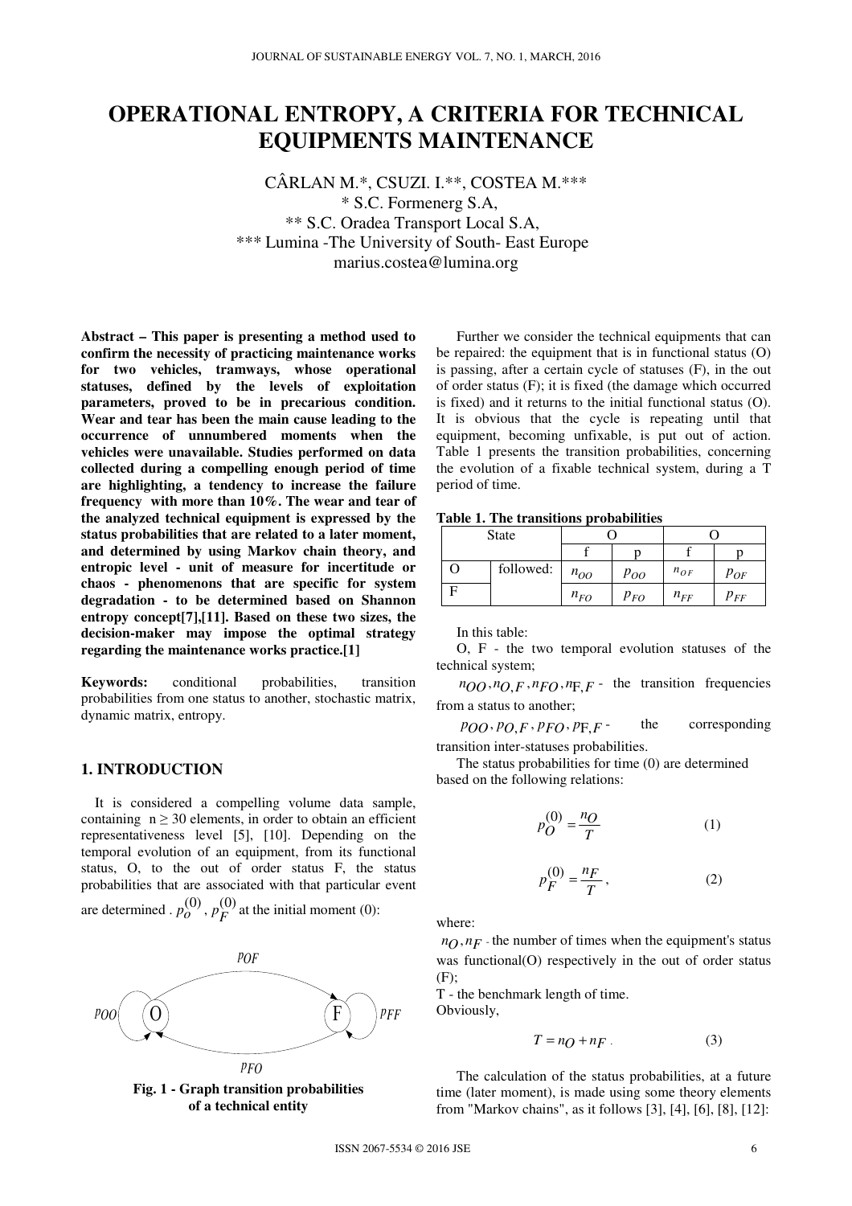# OPERATIONAL ENTROPY, A CRITERIA FOR TECHNICAL EQUIPMENTS MAINTENANCE

CÂRLAN M.*, CSUZI. I.**, COSTEA M.***

\* S.C. Formenerg S.A,

\*\* S.C. Oradea Transport Local S.A,

\*\*\* Lumina -The University of South- East Europe

marius.costea@lumina.org

**Abstract – This paper is presenting a method used to confirm the necessity of practicing maintenance works for two vehicles, tramways, whose operational statuses, defined by the levels of exploitation parameters, proved to be in precarious condition. Wear and tear has been the main cause leading to the occurrence of unnumbered moments when the vehicles were unavailable. Studies performed on data collected during a compelling enough period of time are highlighting, a tendency to increase the failure frequency with more than 10%. The wear and tear of the analyzed technical equipment is expressed by the status probabilities that are related to a later moment, and determined by using Markov chain theory, and entropic level - unit of measure for incertitude or chaos - phenomenons that are specific for system degradation - to be determined based on Shannon entropy concept[7],[11]. Based on these two sizes, the decision-maker may impose the optimal strategy regarding the maintenance works practice.[1]**

**Keywords:** conditional probabilities, transition probabilities from one status to another, stochastic matrix, dynamic matrix, entropy.

## 1. INTRODUCTION

It is considered a compelling volume data sample, containing $n \geq 30$ elements, in order to obtain an efficient representativeness level [5], [10]. Depending on the temporal evolution of an equipment, from its functional status, O, to the out of order status F, the status probabilities that are associated with that particular event are determined . $p_O^{(0)}$, $p_F^{(0)}$ at the initial moment (0):

$p_{OF}$, $p_{OO}$, $p_{FF}$, $p_{FO}$ (O ⇄ F)

**Fig. 1 - Graph transition probabilities of a technical entity**

Further we consider the technical equipments that can be repaired: the equipment that is in functional status (O) is passing, after a certain cycle of statuses (F), in the out of order status (F); it is fixed (the damage which occurred is fixed) and it returns to the initial functional status (O). It is obvious that the cycle is repeating until that equipment, becoming unfixable, is put out of action. Table 1 presents the transition probabilities, concerning the evolution of a fixable technical system, during a T period of time.

**Table 1. The transitions probabilities**

| State | | O | | O | |
|---|---|---|---|---|---|
| | | f | p | f | p |
| O | followed: | $n_{OO}$ | $p_{OO}$ | $n_{OF}$ | $p_{OF}$ |
| F | | $n_{FO}$ | $p_{FO}$ | $n_{FF}$ | $p_{FF}$ |

In this table:

O, F - the two temporal evolution statuses of the technical system;

$n_{OO}, n_{O,F}, n_{FO}, n_{F,F}$ - the transition frequencies from a status to another;

$p_{OO}, p_{O,F}, p_{FO}, p_{F,F}$ - the corresponding transition inter-statuses probabilities.

The status probabilities for time (0) are determined based on the following relations:

$$p_O^{(0)} = \frac{n_O}{T} \qquad (1)$$

$$p_F^{(0)} = \frac{n_F}{T}, \qquad (2)$$

where:

$n_O, n_F$ - the number of times when the equipment's status was functional(O) respectively in the out of order status (F);

T - the benchmark length of time.

Obviously,

$$T = n_O + n_F \qquad (3)$$

The calculation of the status probabilities, at a future time (later moment), is made using some theory elements from "Markov chains", as it follows [3], [4], [6], [8], [12]: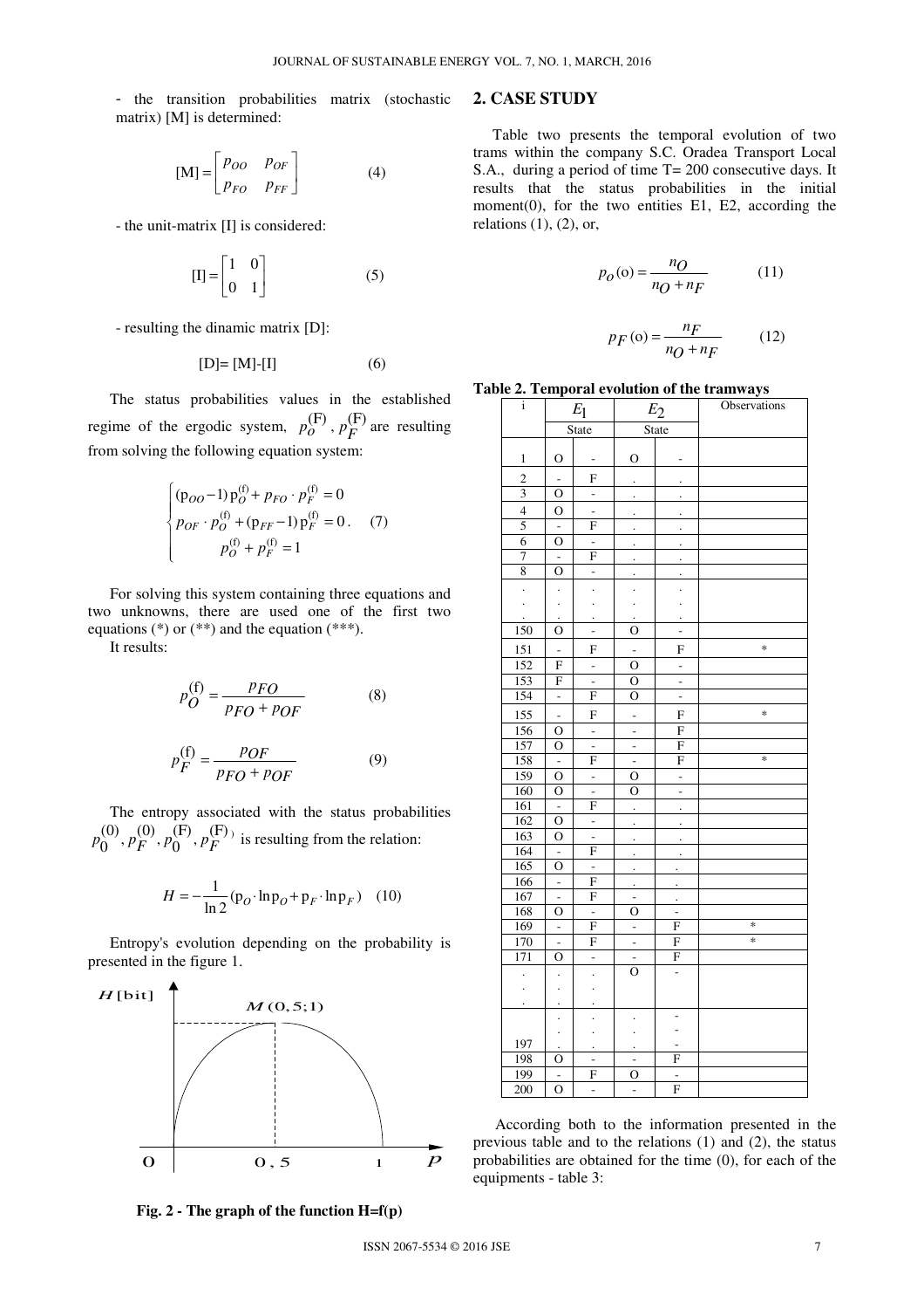- the transition probabilities matrix (stochastic matrix) [M] is determined:

$$[\mathrm{M}] = \begin{bmatrix} p_{OO} & p_{OF} \\ p_{FO} & p_{FF} \end{bmatrix} \qquad (4)$$

- the unit-matrix [I] is considered:

$$[\mathrm{I}] = \begin{bmatrix} 1 & 0 \\ 0 & 1 \end{bmatrix} \qquad (5)$$

- resulting the dinamic matrix [D]:

$$[\mathrm{D}] = [\mathrm{M}] - [\mathrm{I}] \qquad (6)$$

The status probabilities values in the established regime of the ergodic system, $p_O^{(\mathrm{F})}$, $p_F^{(\mathrm{F})}$ are resulting from solving the following equation system:

$$\begin{cases} (\mathrm{p}_{OO} - 1)\,\mathrm{p}_O^{(\mathrm{f})} + p_{FO} \cdot p_F^{(\mathrm{f})} = 0 \\ p_{OF} \cdot p_O^{(\mathrm{f})} + (\mathrm{p}_{FF} - 1)\,\mathrm{p}_F^{(\mathrm{f})} = 0 \, . \\ p_O^{(\mathrm{f})} + p_F^{(\mathrm{f})} = 1 \end{cases} \qquad (7)$$

For solving this system containing three equations and two unknowns, there are used one of the first two equations (*) or (**) and the equation (***).

It results:

$$p_O^{(\mathrm{f})} = \frac{p_{FO}}{p_{FO} + p_{OF}} \qquad (8)$$

$$p_F^{(\mathrm{f})} = \frac{p_{OF}}{p_{FO} + p_{OF}} \qquad (9)$$

The entropy associated with the status probabilities $p_0^{(0)}, p_F^{(0)}, p_0^{(\mathrm{F})}, p_F^{(\mathrm{F})}$ is resulting from the relation:

$$H = -\frac{1}{\ln 2}(\mathrm{p}_O \cdot \ln \mathrm{p}_O + \mathrm{p}_F \cdot \ln \mathrm{p}_F) \qquad (10)$$

Entropy's evolution depending on the probability is presented in the figure 1.

**Fig. 2 - The graph of the function H=f(p)**

## 2. CASE STUDY

Table two presents the temporal evolution of two trams within the company S.C. Oradea Transport Local S.A., during a period of time T= 200 consecutive days. It results that the status probabilities in the initial moment(0), for the two entities E1, E2, according the relations (1), (2), or,

$$p_O(\mathrm{o}) = \frac{n_O}{n_O + n_F} \qquad (11)$$

$$p_F(\mathrm{o}) = \frac{n_F}{n_O + n_F} \qquad (12)$$

**Table 2. Temporal evolution of the tramways**

| i | $E_1$ | | $E_2$ | | Observations |
|---|---|---|---|---|---|
| | State | | State | | |
| 1 | O | - | O | - | |
| 2 | - | F | . | . | |
| 3 | O | - | . | . | |
| 4 | O | - | . | . | |
| 5 | - | F | . | . | |
| 6 | O | - | . | . | |
| 7 | - | F | . | . | |
| 8 | O | - | . | . | |
| . . . | . . . | . . . | . . . | . . . | |
| 150 | O | - | O | - | |
| 151 | - | F | - | F | * |
| 152 | F | - | O | - | |
| 153 | F | - | O | - | |
| 154 | - | F | O | - | |
| 155 | - | F | - | F | * |
| 156 | O | - | - | F | |
| 157 | O | - | - | F | |
| 158 | - | F | - | F | * |
| 159 | O | - | O | - | |
| 160 | O | - | O | - | |
| 161 | - | F | . | . | |
| 162 | O | - | . | . | |
| 163 | O | - | . | . | |
| 164 | - | F | . | . | |
| 165 | O | - | . | . | |
| 166 | - | F | . | . | |
| 167 | - | F | - | . | |
| 168 | O | - | O | - | |
| 169 | - | F | - | F | * |
| 170 | - | F | - | F | * |
| 171 | O | - | - | F | |
| . . . | . . . | . . . | O | - | |
| 197 | . . . | . . . | . . . | - - - | |
| 198 | O | - | - | F | |
| 199 | - | F | O | - | |
| 200 | O | - | - | F | |

According both to the information presented in the previous table and to the relations (1) and (2), the status probabilities are obtained for the time (0), for each of the equipments - table 3: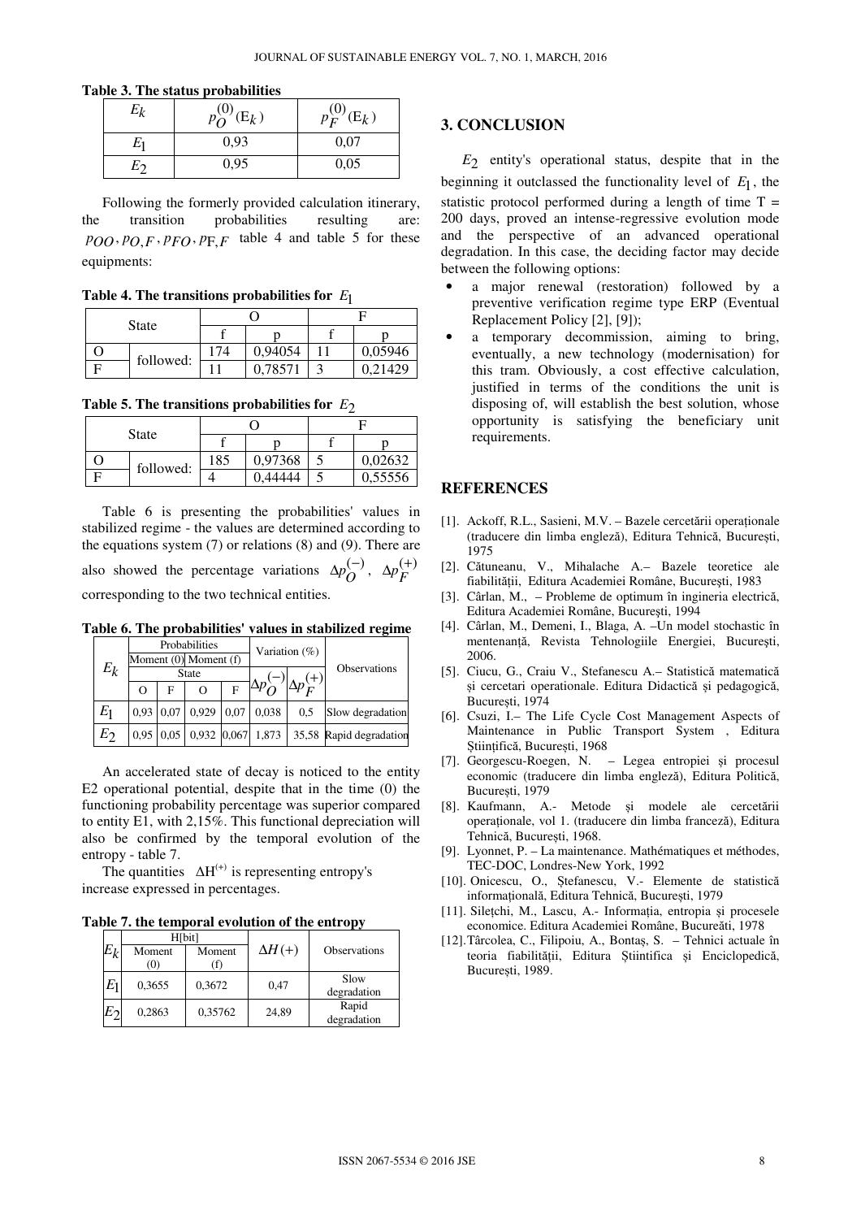**Table 3. The status probabilities**

| $E_k$ | $p_O^{(0)}(E_k)$ | $p_F^{(0)}(E_k)$ |
|---|---|---|
| $E_1$ | 0,93 | 0,07 |
| $E_2$ | 0,95 | 0,05 |

Following the formerly provided calculation itinerary, the transition probabilities resulting are: $p_{OO}, p_{O,F}, p_{FO}, p_{F,F}$ table 4 and table 5 for these equipments:

**Table 4. The transitions probabilities for $E_1$**

| State | | O | | F | |
|---|---|---|---|---|---|
| | | f | p | f | p |
| O | followed: | 174 | 0,94054 | 11 | 0,05946 |
| F | followed: | 11 | 0,78571 | 3 | 0,21429 |

**Table 5. The transitions probabilities for $E_2$**

| State | | O | | F | |
|---|---|---|---|---|---|
| | | f | p | f | p |
| O | followed: | 185 | 0,97368 | 5 | 0,02632 |
| F | followed: | 4 | 0,44444 | 5 | 0,55556 |

Table 6 is presenting the probabilities' values in stabilized regime - the values are determined according to the equations system (7) or relations (8) and (9). There are also showed the percentage variations $\Delta p_O^{(-)}$, $\Delta p_F^{(+)}$ corresponding to the two technical entities.

**Table 6. The probabilities' values in stabilized regime**

| $E_k$ | Probabilities | | | | Variation (%) | | Observations |
|---|---|---|---|---|---|---|---|
| | Moment (0) | | Moment (f) | | | | |
| | State | | | | | | |
| | O | F | O | F | $\Delta p_O^{(-)}$ | $\Delta p_F^{(+)}$ | |
| $E_1$ | 0,93 | 0,07 | 0,929 | 0,07 | 0,038 | 0,5 | Slow degradation |
| $E_2$ | 0,95 | 0,05 | 0,932 | 0,067 | 1,873 | 35,58 | Rapid degradation |

An accelerated state of decay is noticed to the entity E2 operational potential, despite that in the time (0) the functioning probability percentage was superior compared to entity E1, with 2,15%. This functional depreciation will also be confirmed by the temporal evolution of the entropy - table 7.

The quantities $\Delta H^{(+)}$ is representing entropy's increase expressed in percentages.

**Table 7. the temporal evolution of the entropy**

| $E_k$ | H[bit] | | $\Delta H(+)$ | Observations |
|---|---|---|---|---|
| | Moment (0) | Moment (f) | | |
| $E_1$ | 0,3655 | 0,3672 | 0,47 | Slow degradation |
| $E_2$ | 0,2863 | 0,35762 | 24,89 | Rapid degradation |

## 3. CONCLUSION

$E_2$ entity's operational status, despite that in the beginning it outclassed the functionality level of $E_1$, the statistic protocol performed during a length of time T = 200 days, proved an intense-regressive evolution mode and the perspective of an advanced operational degradation. In this case, the deciding factor may decide between the following options:

- a major renewal (restoration) followed by a preventive verification regime type ERP (Eventual Replacement Policy [2], [9]);
- a temporary decommission, aiming to bring, eventually, a new technology (modernisation) for this tram. Obviously, a cost effective calculation, justified in terms of the conditions the unit is disposing of, will establish the best solution, whose opportunity is satisfying the beneficiary unit requirements.

## REFERENCES

[1]. Ackoff, R.L., Sasieni, M.V. – Bazele cercetării operaționale (traducere din limba engleză), Editura Tehnică, București, 1975

[2]. Cătuneanu, V., Mihalache A.– Bazele teoretice ale fiabilității, Editura Academiei Române, București, 1983

[3]. Cârlan, M., – Probleme de optimum în ingineria electrică, Editura Academiei Române, București, 1994

[4]. Cârlan, M., Demeni, I., Blaga, A. –Un model stochastic în mentenanță, Revista Tehnologiile Energiei, București, 2006.

[5]. Ciucu, G., Craiu V., Stefanescu A.– Statistică matematică și cercetari operationale. Editura Didactică și pedagogică, București, 1974

[6]. Csuzi, I.– The Life Cycle Cost Management Aspects of Maintenance in Public Transport System , Editura Științifică, București, 1968

[7]. Georgescu-Roegen, N. – Legea entropiei și procesul economic (traducere din limba engleză), Editura Politică, București, 1979

[8]. Kaufmann, A.- Metode și modele ale cercetării operaționale, vol 1. (traducere din limba franceză), Editura Tehnică, București, 1968.

[9]. Lyonnet, P. – La maintenance. Mathématiques et méthodes, TEC-DOC, Londres-New York, 1992

[10]. Onicescu, O., Ștefanescu, V.- Elemente de statistică informațională, Editura Tehnică, București, 1979

[11]. Silețchi, M., Lascu, A.- Informația, entropia și procesele economice. Editura Academiei Române, Bucureăti, 1978

[12]. Târcolea, C., Filipoiu, A., Bontaș, S. – Tehnici actuale în teoria fiabilității, Editura Știintifica și Enciclopedică, București, 1989.